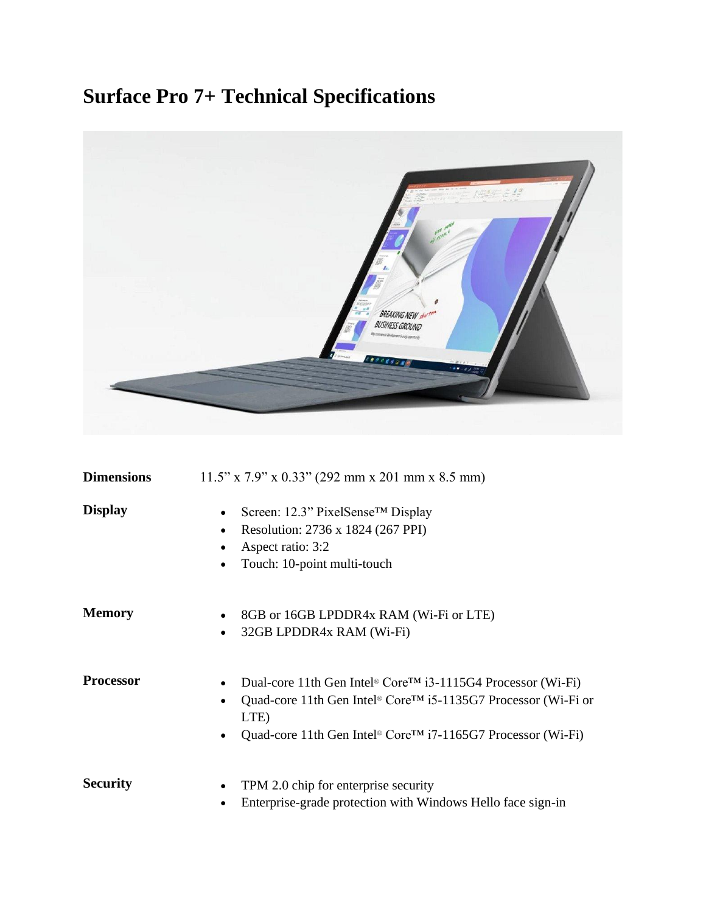# Surface Pro 7+ Technical Specifications

| | |
|---|---|
| **Dimensions** | 11.5" x 7.9" x 0.33" (292 mm x 201 mm x 8.5 mm) |
| **Display** | • Screen: 12.3" PixelSense™ Display<br>• Resolution: 2736 x 1824 (267 PPI)<br>• Aspect ratio: 3:2<br>• Touch: 10-point multi-touch |
| **Memory** | • 8GB or 16GB LPDDR4x RAM (Wi-Fi or LTE)<br>• 32GB LPDDR4x RAM (Wi-Fi) |
| **Processor** | • Dual-core 11th Gen Intel® Core™ i3-1115G4 Processor (Wi-Fi)<br>• Quad-core 11th Gen Intel® Core™ i5-1135G7 Processor (Wi-Fi or LTE)<br>• Quad-core 11th Gen Intel® Core™ i7-1165G7 Processor (Wi-Fi) |
| **Security** | • TPM 2.0 chip for enterprise security<br>• Enterprise-grade protection with Windows Hello face sign-in |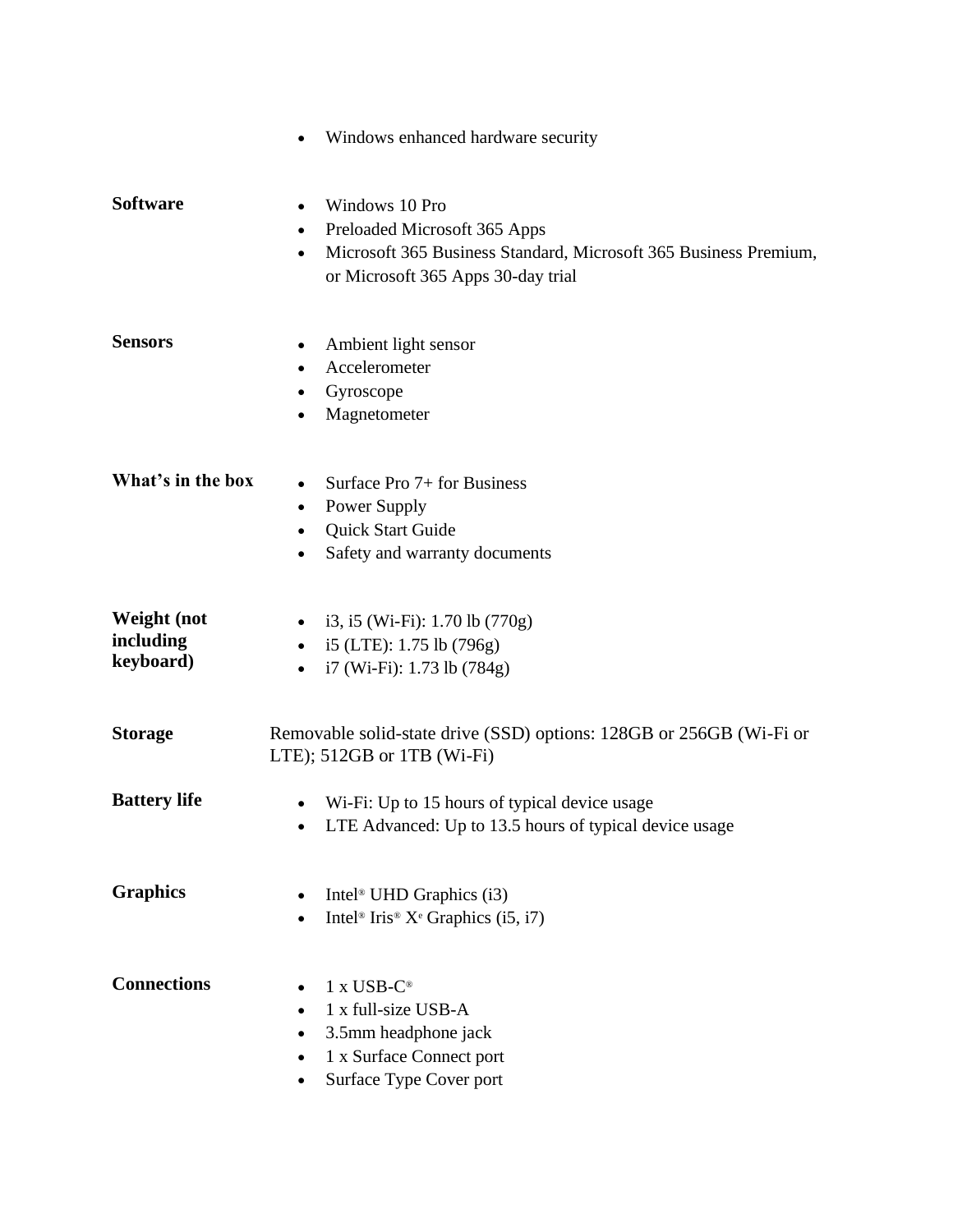- Windows enhanced hardware security

| | |
|---|---|
| **Software** | • Windows 10 Pro<br>• Preloaded Microsoft 365 Apps<br>• Microsoft 365 Business Standard, Microsoft 365 Business Premium, or Microsoft 365 Apps 30-day trial |
| **Sensors** | • Ambient light sensor<br>• Accelerometer<br>• Gyroscope<br>• Magnetometer |
| **What's in the box** | • Surface Pro 7+ for Business<br>• Power Supply<br>• Quick Start Guide<br>• Safety and warranty documents |
| **Weight (not including keyboard)** | • i3, i5 (Wi-Fi): 1.70 lb (770g)<br>• i5 (LTE): 1.75 lb (796g)<br>• i7 (Wi-Fi): 1.73 lb (784g) |
| **Storage** | Removable solid-state drive (SSD) options: 128GB or 256GB (Wi-Fi or LTE); 512GB or 1TB (Wi-Fi) |
| **Battery life** | • Wi-Fi: Up to 15 hours of typical device usage<br>• LTE Advanced: Up to 13.5 hours of typical device usage |
| **Graphics** | • Intel® UHD Graphics (i3)<br>• Intel® Iris® Xe Graphics (i5, i7) |
| **Connections** | • 1 x USB-C®<br>• 1 x full-size USB-A<br>• 3.5mm headphone jack<br>• 1 x Surface Connect port<br>• Surface Type Cover port |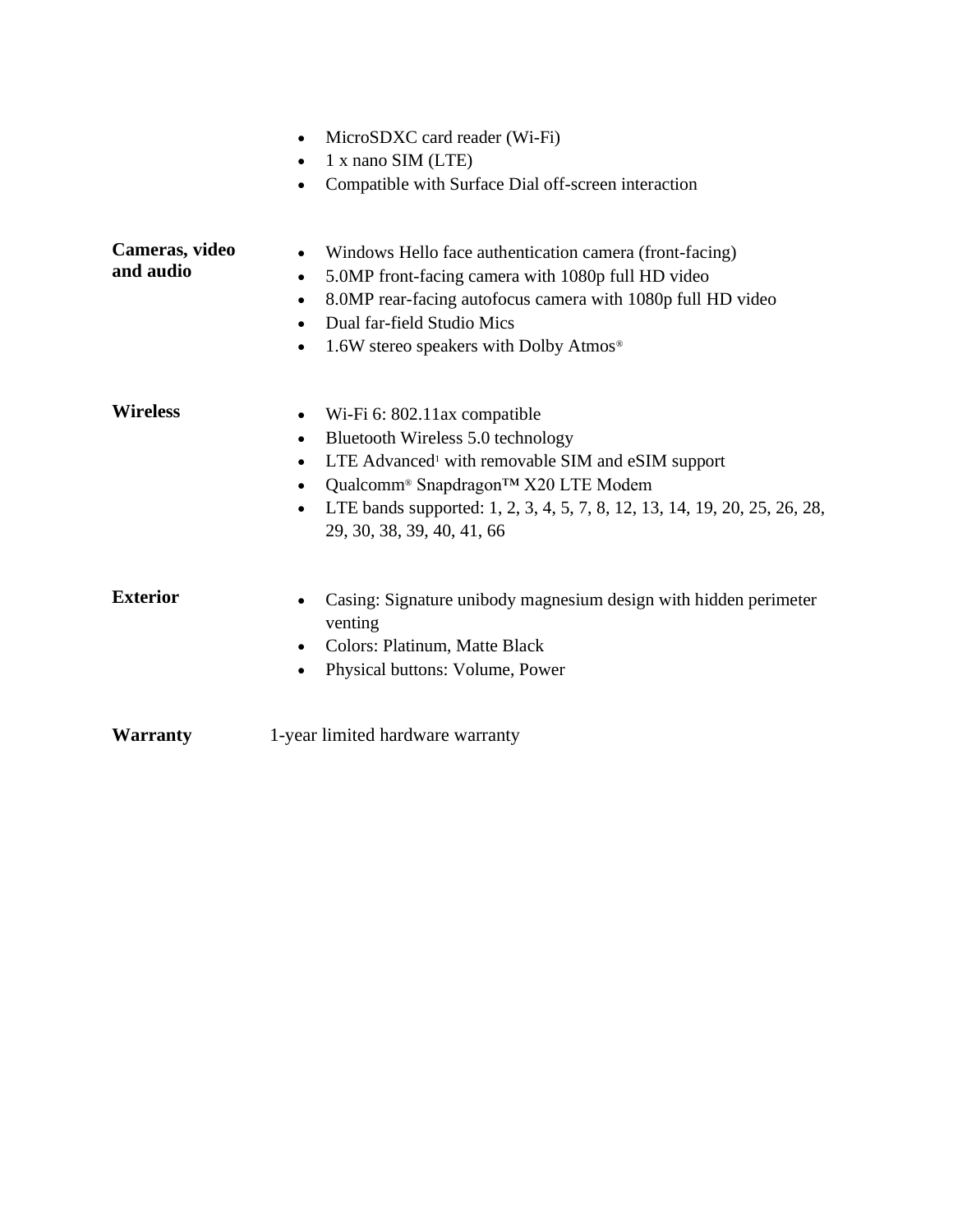- MicroSDXC card reader (Wi-Fi)
- 1 x nano SIM (LTE)
- Compatible with Surface Dial off-screen interaction

**Cameras, video and audio**

- Windows Hello face authentication camera (front-facing)
- 5.0MP front-facing camera with 1080p full HD video
- 8.0MP rear-facing autofocus camera with 1080p full HD video
- Dual far-field Studio Mics
- 1.6W stereo speakers with Dolby Atmos®

**Wireless**

- Wi-Fi 6: 802.11ax compatible
- Bluetooth Wireless 5.0 technology
- LTE Advanced[1] with removable SIM and eSIM support
- Qualcomm® Snapdragon™ X20 LTE Modem
- LTE bands supported: 1, 2, 3, 4, 5, 7, 8, 12, 13, 14, 19, 20, 25, 26, 28, 29, 30, 38, 39, 40, 41, 66

**Exterior**

- Casing: Signature unibody magnesium design with hidden perimeter venting
- Colors: Platinum, Matte Black
- Physical buttons: Volume, Power

**Warranty** 1-year limited hardware warranty